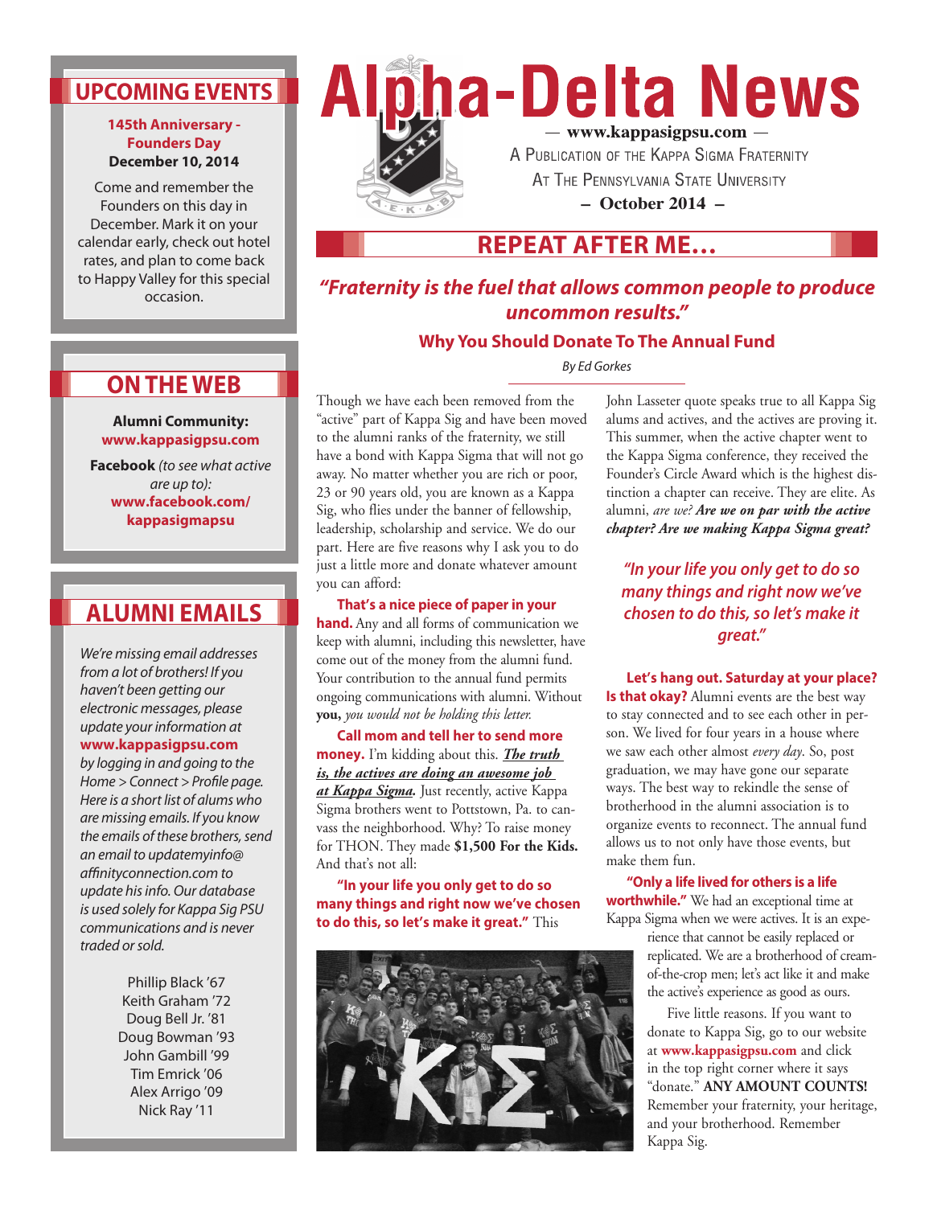# Alpha-Delta News

— www.kappasigpsu.com —

A Publication of the Kappa Sigma Fraternity At The Pennsylvania State University

– October 2014 –

## UPCOMING EVENTS

**145th Anniversary - Founders Day**
**December 10, 2014**

Come and remember the Founders on this day in December. Mark it on your calendar early, check out hotel rates, and plan to come back to Happy Valley for this special occasion.

## ON THE WEB

**Alumni Community:**
**www.kappasigpsu.com**

**Facebook** *(to see what active are up to):*
**www.facebook.com/kappasigmapsu**

## ALUMNI EMAILS

*We're missing email addresses from a lot of brothers! If you haven't been getting our electronic messages, please update your information at* **www.kappasigpsu.com** *by logging in and going to the Home > Connect > Profile page. Here is a short list of alums who are missing emails. If you know the emails of these brothers, send an email to updatemyinfo@affinityconnection.com to update his info. Our database is used solely for Kappa Sig PSU communications and is never traded or sold.*

Phillip Black '67
Keith Graham '72
Doug Bell Jr. '81
Doug Bowman '93
John Gambill '99
Tim Emrick '06
Alex Arrigo '09
Nick Ray '11

## REPEAT AFTER ME…

### *"Fraternity is the fuel that allows common people to produce uncommon results."*

### Why You Should Donate To The Annual Fund

*By Ed Gorkes*

Though we have each been removed from the "active" part of Kappa Sig and have been moved to the alumni ranks of the fraternity, we still have a bond with Kappa Sigma that will not go away. No matter whether you are rich or poor, 23 or 90 years old, you are known as a Kappa Sig, who flies under the banner of fellowship, leadership, scholarship and service. We do our part. Here are five reasons why I ask you to do just a little more and donate whatever amount you can afford:

**That's a nice piece of paper in your hand.** Any and all forms of communication we keep with alumni, including this newsletter, have come out of the money from the alumni fund. Your contribution to the annual fund permits ongoing communications with alumni. Without **you,** *you would not be holding this letter.*

**Call mom and tell her to send more money.** I'm kidding about this. ***The truth is, the actives are doing an awesome job at Kappa Sigma.*** Just recently, active Kappa Sigma brothers went to Pottstown, Pa. to canvass the neighborhood. Why? To raise money for THON. They made **$1,500 For the Kids.** And that's not all:

**"In your life you only get to do so many things and right now we've chosen to do this, so let's make it great."** This John Lasseter quote speaks true to all Kappa Sig alums and actives, and the actives are proving it. This summer, when the active chapter went to the Kappa Sigma conference, they received the Founder's Circle Award which is the highest distinction a chapter can receive. They are elite. As alumni, *are we? **Are we on par with the active chapter? Are we making Kappa Sigma great?***

> *"In your life you only get to do so many things and right now we've chosen to do this, so let's make it great."*

**Let's hang out. Saturday at your place? Is that okay?** Alumni events are the best way to stay connected and to see each other in person. We lived for four years in a house where we saw each other almost *every day*. So, post graduation, we may have gone our separate ways. The best way to rekindle the sense of brotherhood in the alumni association is to organize events to reconnect. The annual fund allows us to not only have those events, but make them fun.

**"Only a life lived for others is a life worthwhile."** We had an exceptional time at Kappa Sigma when we were actives. It is an experience that cannot be easily replaced or replicated. We are a brotherhood of cream-of-the-crop men; let's act like it and make the active's experience as good as ours.

Five little reasons. If you want to donate to Kappa Sig, go to our website at **www.kappasigpsu.com** and click in the top right corner where it says "donate." **ANY AMOUNT COUNTS!** Remember your fraternity, your heritage, and your brotherhood. Remember Kappa Sig.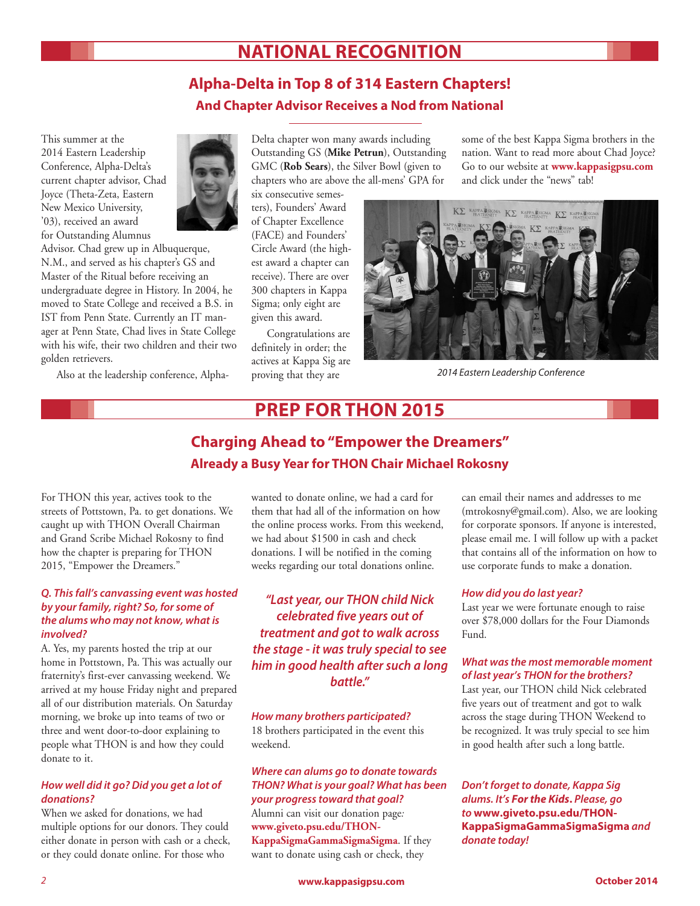# NATIONAL RECOGNITION

## Alpha-Delta in Top 8 of 314 Eastern Chapters!

### And Chapter Advisor Receives a Nod from National

This summer at the 2014 Eastern Leadership Conference, Alpha-Delta's current chapter advisor, Chad Joyce (Theta-Zeta, Eastern New Mexico University, '03), received an award for Outstanding Alumnus Advisor. Chad grew up in Albuquerque, N.M., and served as his chapter's GS and Master of the Ritual before receiving an undergraduate degree in History. In 2004, he moved to State College and received a B.S. in IST from Penn State. Currently an IT manager at Penn State, Chad lives in State College with his wife, their two children and their two golden retrievers.

Also at the leadership conference, Alpha-Delta chapter won many awards including Outstanding GS (**Mike Petrun**), Outstanding GMC (**Rob Sears**), the Silver Bowl (given to chapters who are above the all-mens' GPA for six consecutive semesters), Founders' Award of Chapter Excellence (FACE) and Founders' Circle Award (the highest award a chapter can receive). There are over 300 chapters in Kappa Sigma; only eight are given this award.

Congratulations are definitely in order; the actives at Kappa Sig are proving that they are some of the best Kappa Sigma brothers in the nation. Want to read more about Chad Joyce? Go to our website at **www.kappasigpsu.com** and click under the "news" tab!

*2014 Eastern Leadership Conference*

# PREP FOR THON 2015

## Charging Ahead to "Empower the Dreamers"

### Already a Busy Year for THON Chair Michael Rokosny

For THON this year, actives took to the streets of Pottstown, Pa. to get donations. We caught up with THON Overall Chairman and Grand Scribe Michael Rokosny to find how the chapter is preparing for THON 2015, "Empower the Dreamers."

***Q. This fall's canvassing event was hosted by your family, right? So, for some of the alums who may not know, what is involved?***

A. Yes, my parents hosted the trip at our home in Pottstown, Pa. This was actually our fraternity's first-ever canvassing weekend. We arrived at my house Friday night and prepared all of our distribution materials. On Saturday morning, we broke up into teams of two or three and went door-to-door explaining to people what THON is and how they could donate to it.

***How well did it go? Did you get a lot of donations?***

When we asked for donations, we had multiple options for our donors. They could either donate in person with cash or a check, or they could donate online. For those who wanted to donate online, we had a card for them that had all of the information on how the online process works. From this weekend, we had about $1500 in cash and check donations. I will be notified in the coming weeks regarding our total donations online.

> ***"Last year, our THON child Nick celebrated five years out of treatment and got to walk across the stage - it was truly special to see him in good health after such a long battle."***

***How many brothers participated?***

18 brothers participated in the event this weekend.

***Where can alums go to donate towards THON? What is your goal? What has been your progress toward that goal?***

Alumni can visit our donation page: **www.giveto.psu.edu/THON-KappaSigmaGammaSigmaSigma**. If they want to donate using cash or check, they can email their names and addresses to me (mtrokosny@gmail.com). Also, we are looking for corporate sponsors. If anyone is interested, please email me. I will follow up with a packet that contains all of the information on how to use corporate funds to make a donation.

***How did you do last year?***

Last year we were fortunate enough to raise over $78,000 dollars for the Four Diamonds Fund.

***What was the most memorable moment of last year's THON for the brothers?***

Last year, our THON child Nick celebrated five years out of treatment and got to walk across the stage during THON Weekend to be recognized. It was truly special to see him in good health after such a long battle.

***Don't forget to donate, Kappa Sig alums. It's For the Kids. Please, go to* www.giveto.psu.edu/THON-KappaSigmaGammaSigmaSigma *and donate today!***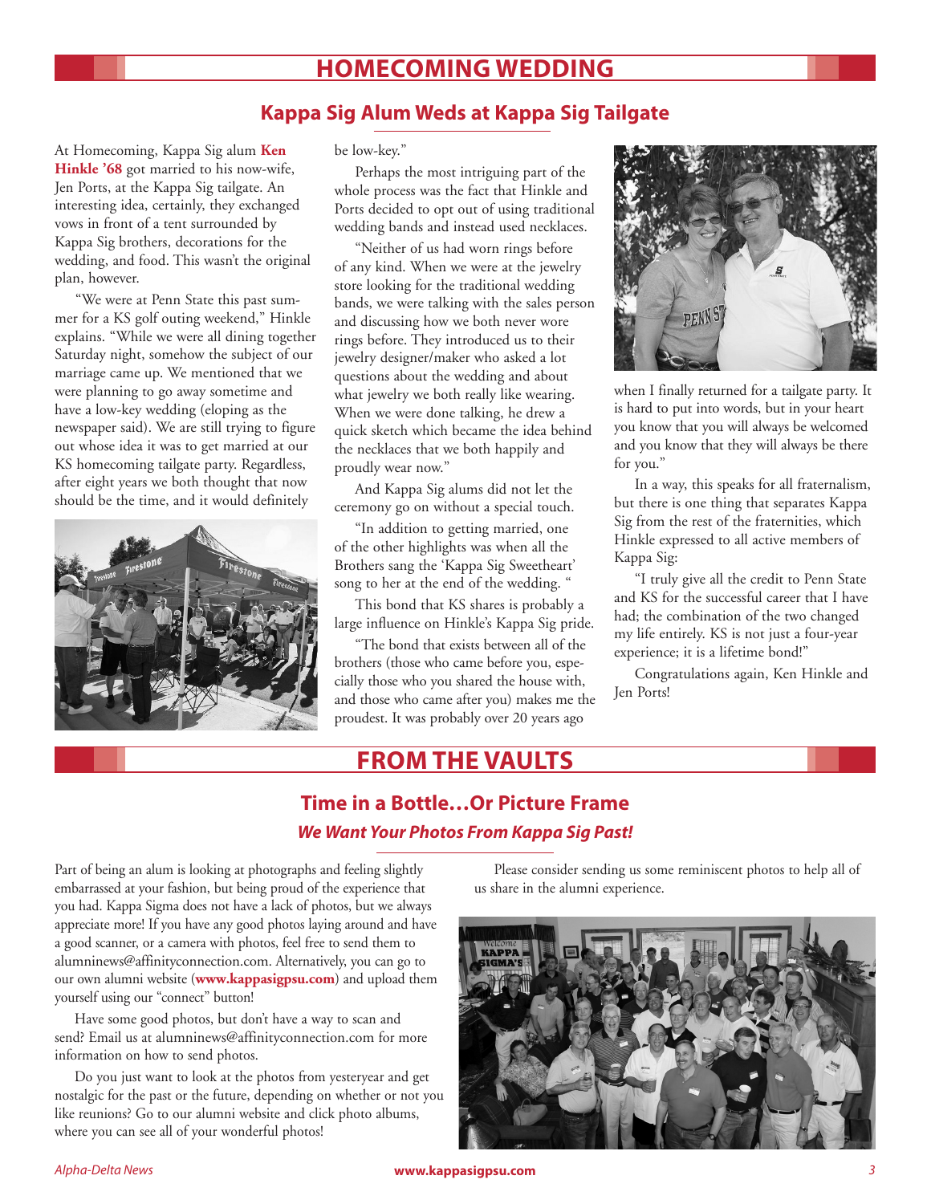# HOMECOMING WEDDING

## Kappa Sig Alum Weds at Kappa Sig Tailgate

At Homecoming, Kappa Sig alum **Ken Hinkle '68** got married to his now-wife, Jen Ports, at the Kappa Sig tailgate. An interesting idea, certainly, they exchanged vows in front of a tent surrounded by Kappa Sig brothers, decorations for the wedding, and food. This wasn't the original plan, however.

"We were at Penn State this past summer for a KS golf outing weekend," Hinkle explains. "While we were all dining together Saturday night, somehow the subject of our marriage came up. We mentioned that we were planning to go away sometime and have a low-key wedding (eloping as the newspaper said). We are still trying to figure out whose idea it was to get married at our KS homecoming tailgate party. Regardless, after eight years we both thought that now should be the time, and it would definitely be low-key."

Perhaps the most intriguing part of the whole process was the fact that Hinkle and Ports decided to opt out of using traditional wedding bands and instead used necklaces.

"Neither of us had worn rings before of any kind. When we were at the jewelry store looking for the traditional wedding bands, we were talking with the sales person and discussing how we both never wore rings before. They introduced us to their jewelry designer/maker who asked a lot questions about the wedding and about what jewelry we both really like wearing. When we were done talking, he drew a quick sketch which became the idea behind the necklaces that we both happily and proudly wear now."

And Kappa Sig alums did not let the ceremony go on without a special touch.

"In addition to getting married, one of the other highlights was when all the Brothers sang the 'Kappa Sig Sweetheart' song to her at the end of the wedding. "

This bond that KS shares is probably a large influence on Hinkle's Kappa Sig pride.

"The bond that exists between all of the brothers (those who came before you, especially those who you shared the house with, and those who came after you) makes me the proudest. It was probably over 20 years ago when I finally returned for a tailgate party. It is hard to put into words, but in your heart you know that you will always be welcomed and you know that they will always be there for you."

In a way, this speaks for all fraternalism, but there is one thing that separates Kappa Sig from the rest of the fraternities, which Hinkle expressed to all active members of Kappa Sig:

"I truly give all the credit to Penn State and KS for the successful career that I have had; the combination of the two changed my life entirely. KS is not just a four-year experience; it is a lifetime bond!"

Congratulations again, Ken Hinkle and Jen Ports!

# FROM THE VAULTS

## Time in a Bottle…Or Picture Frame

### *We Want Your Photos From Kappa Sig Past!*

Part of being an alum is looking at photographs and feeling slightly embarrassed at your fashion, but being proud of the experience that you had. Kappa Sigma does not have a lack of photos, but we always appreciate more! If you have any good photos laying around and have a good scanner, or a camera with photos, feel free to send them to alumninews@affinityconnection.com. Alternatively, you can go to our own alumni website (**www.kappasigpsu.com**) and upload them yourself using our "connect" button!

Have some good photos, but don't have a way to scan and send? Email us at alumninews@affinityconnection.com for more information on how to send photos.

Do you just want to look at the photos from yesteryear and get nostalgic for the past or the future, depending on whether or not you like reunions? Go to our alumni website and click photo albums, where you can see all of your wonderful photos!

Please consider sending us some reminiscent photos to help all of us share in the alumni experience.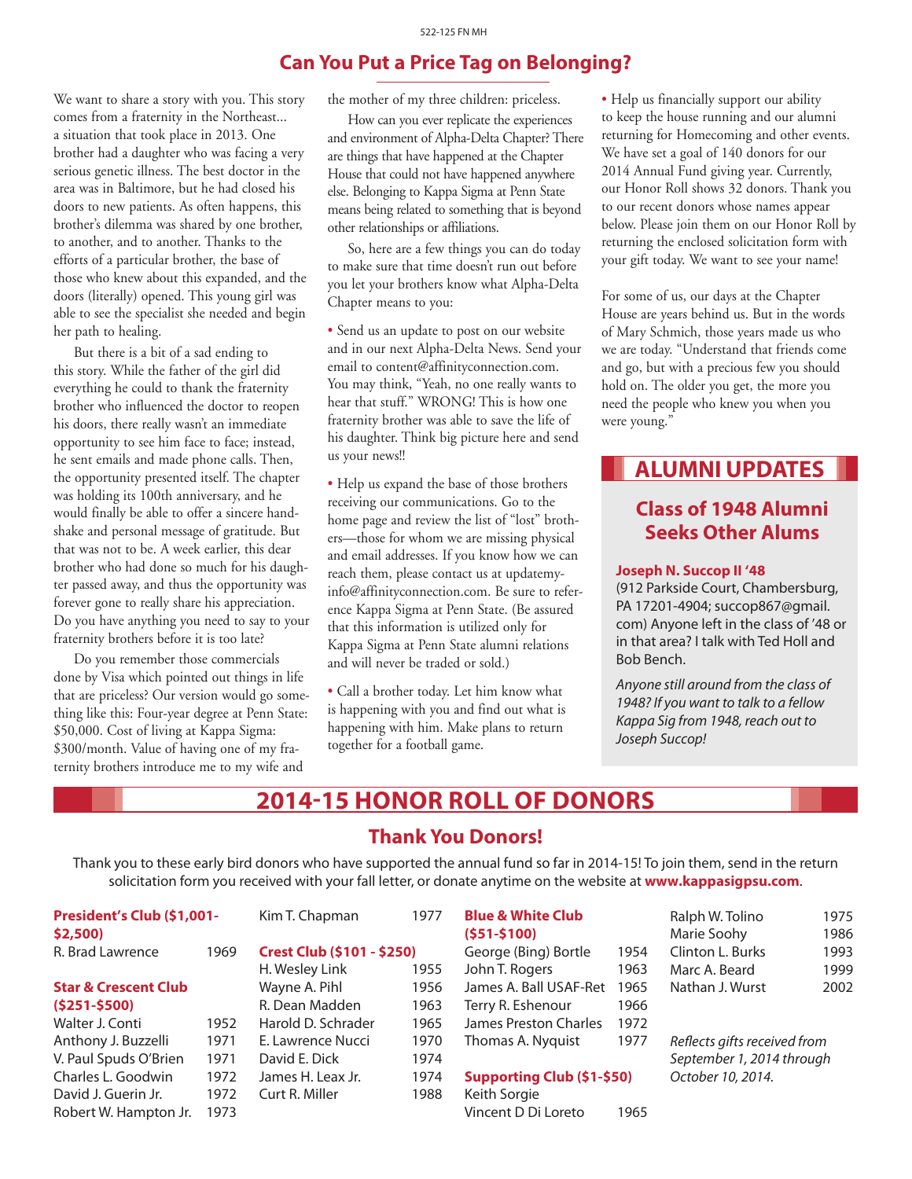## Can You Put a Price Tag on Belonging?

We want to share a story with you. This story comes from a fraternity in the Northeast... a situation that took place in 2013. One brother had a daughter who was facing a very serious genetic illness. The best doctor in the area was in Baltimore, but he had closed his doors to new patients. As often happens, this brother's dilemma was shared by one brother, to another, and to another. Thanks to the efforts of a particular brother, the base of those who knew about this expanded, and the doors (literally) opened. This young girl was able to see the specialist she needed and begin her path to healing.

But there is a bit of a sad ending to this story. While the father of the girl did everything he could to thank the fraternity brother who influenced the doctor to reopen his doors, there really wasn't an immediate opportunity to see him face to face; instead, he sent emails and made phone calls. Then, the opportunity presented itself. The chapter was holding its 100th anniversary, and he would finally be able to offer a sincere handshake and personal message of gratitude. But that was not to be. A week earlier, this dear brother who had done so much for his daughter passed away, and thus the opportunity was forever gone to really share his appreciation. Do you have anything you need to say to your fraternity brothers before it is too late?

Do you remember those commercials done by Visa which pointed out things in life that are priceless? Our version would go something like this: Four-year degree at Penn State: $50,000. Cost of living at Kappa Sigma: $300/month. Value of having one of my fraternity brothers introduce me to my wife and the mother of my three children: priceless.

How can you ever replicate the experiences and environment of Alpha-Delta Chapter? There are things that have happened at the Chapter House that could not have happened anywhere else. Belonging to Kappa Sigma at Penn State means being related to something that is beyond other relationships or affiliations.

So, here are a few things you can do today to make sure that time doesn't run out before you let your brothers know what Alpha-Delta Chapter means to you:

- Send us an update to post on our website and in our next Alpha-Delta News. Send your email to content@affinityconnection.com. You may think, "Yeah, no one really wants to hear that stuff." WRONG! This is how one fraternity brother was able to save the life of his daughter. Think big picture here and send us your news!!
- Help us expand the base of those brothers receiving our communications. Go to the home page and review the list of "lost" brothers—those for whom we are missing physical and email addresses. If you know how we can reach them, please contact us at updatemyinfo@affinityconnection.com. Be sure to reference Kappa Sigma at Penn State. (Be assured that this information is utilized only for Kappa Sigma at Penn State alumni relations and will never be traded or sold.)
- Call a brother today. Let him know what is happening with you and find out what is happening with him. Make plans to return together for a football game.
- Help us financially support our ability to keep the house running and our alumni returning for Homecoming and other events. We have set a goal of 140 donors for our 2014 Annual Fund giving year. Currently, our Honor Roll shows 32 donors. Thank you to our recent donors whose names appear below. Please join them on our Honor Roll by returning the enclosed solicitation form with your gift today. We want to see your name!

For some of us, our days at the Chapter House are years behind us. But in the words of Mary Schmich, those years made us who we are today. "Understand that friends come and go, but with a precious few you should hold on. The older you get, the more you need the people who knew you when you were young."

## ALUMNI UPDATES

### Class of 1948 Alumni Seeks Other Alums

**Joseph N. Succop II '48**
(912 Parkside Court, Chambersburg, PA 17201-4904; succop867@gmail.com) Anyone left in the class of '48 or in that area? I talk with Ted Holl and Bob Bench.

*Anyone still around from the class of 1948? If you want to talk to a fellow Kappa Sig from 1948, reach out to Joseph Succop!*

## 2014-15 HONOR ROLL OF DONORS

### Thank You Donors!

Thank you to these early bird donors who have supported the annual fund so far in 2014-15! To join them, send in the return solicitation form you received with your fall letter, or donate anytime on the website at **www.kappasigpsu.com**.

**President's Club ($1,001-$2,500)**
R. Brad Lawrence 1969

**Star & Crescent Club ($251-$500)**
Walter J. Conti 1952
Anthony J. Buzzelli 1971
V. Paul Spuds O'Brien 1971
Charles L. Goodwin 1972
David J. Guerin Jr. 1972
Robert W. Hampton Jr. 1973
Kim T. Chapman 1977

**Crest Club ($101 - $250)**
H. Wesley Link 1955
Wayne A. Pihl 1956
R. Dean Madden 1963
Harold D. Schrader 1965
E. Lawrence Nucci 1970
David E. Dick 1974
James H. Leax Jr. 1974
Curt R. Miller 1988

**Blue & White Club ($51-$100)**
George (Bing) Bortle 1954
John T. Rogers 1963
James A. Ball USAF-Ret 1965
Terry R. Eshenour 1966
James Preston Charles 1972
Thomas A. Nyquist 1977

**Supporting Club ($1-$50)**
Keith Sorgie
Vincent D Di Loreto 1965
Ralph W. Tolino 1975
Marie Soohy 1986
Clinton L. Burks 1993
Marc A. Beard 1999
Nathan J. Wurst 2002

*Reflects gifts received from September 1, 2014 through October 10, 2014.*